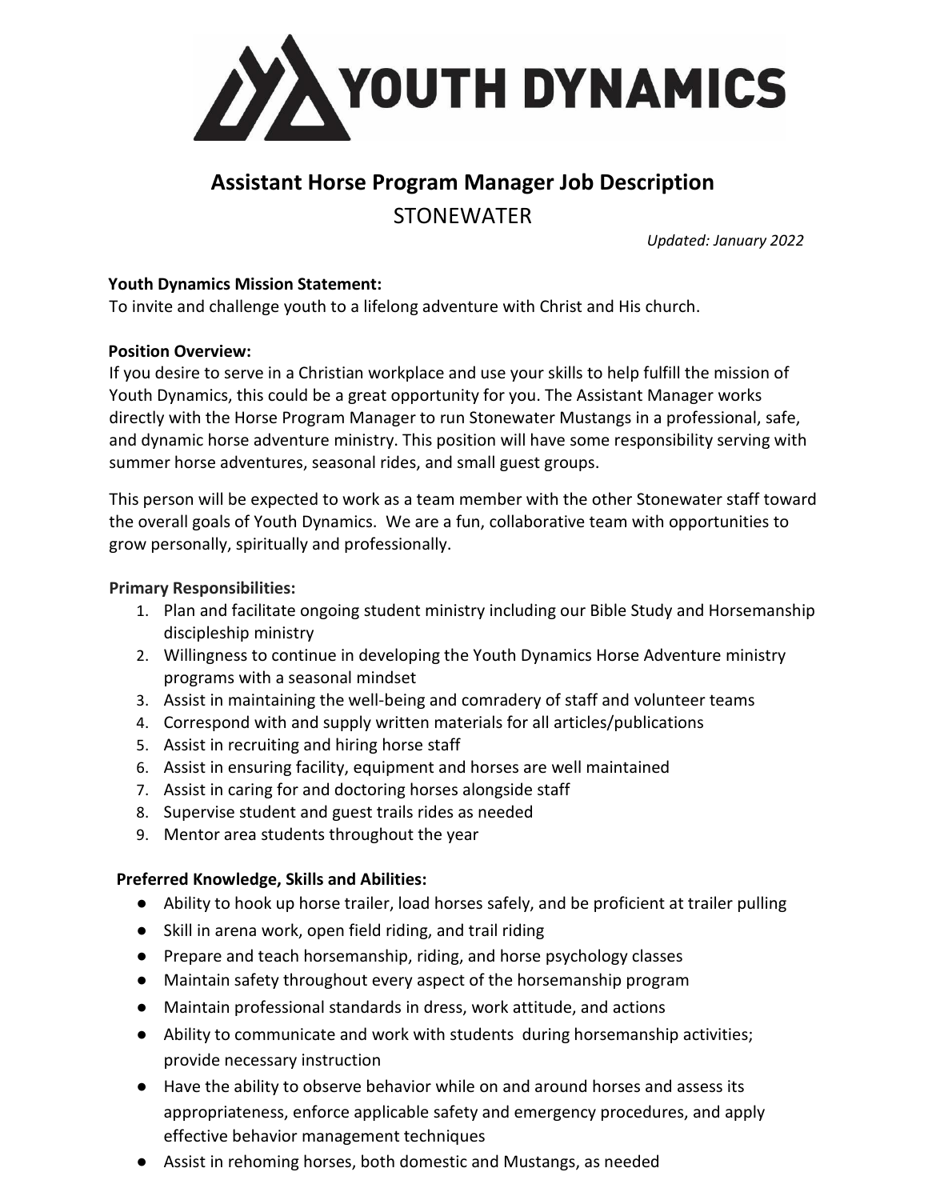# YOUTH DYNAMICS

## Assistant Horse Program Manager Job Description

STONEWATER

*Updated: January 2022*

**Youth Dynamics Mission Statement:**
To invite and challenge youth to a lifelong adventure with Christ and His church.

**Position Overview:**
If you desire to serve in a Christian workplace and use your skills to help fulfill the mission of Youth Dynamics, this could be a great opportunity for you. The Assistant Manager works directly with the Horse Program Manager to run Stonewater Mustangs in a professional, safe, and dynamic horse adventure ministry. This position will have some responsibility serving with summer horse adventures, seasonal rides, and small guest groups.

This person will be expected to work as a team member with the other Stonewater staff toward the overall goals of Youth Dynamics. We are a fun, collaborative team with opportunities to grow personally, spiritually and professionally.

**Primary Responsibilities:**

1. Plan and facilitate ongoing student ministry including our Bible Study and Horsemanship discipleship ministry
2. Willingness to continue in developing the Youth Dynamics Horse Adventure ministry programs with a seasonal mindset
3. Assist in maintaining the well-being and comradery of staff and volunteer teams
4. Correspond with and supply written materials for all articles/publications
5. Assist in recruiting and hiring horse staff
6. Assist in ensuring facility, equipment and horses are well maintained
7. Assist in caring for and doctoring horses alongside staff
8. Supervise student and guest trails rides as needed
9. Mentor area students throughout the year

**Preferred Knowledge, Skills and Abilities:**

- Ability to hook up horse trailer, load horses safely, and be proficient at trailer pulling
- Skill in arena work, open field riding, and trail riding
- Prepare and teach horsemanship, riding, and horse psychology classes
- Maintain safety throughout every aspect of the horsemanship program
- Maintain professional standards in dress, work attitude, and actions
- Ability to communicate and work with students during horsemanship activities; provide necessary instruction
- Have the ability to observe behavior while on and around horses and assess its appropriateness, enforce applicable safety and emergency procedures, and apply effective behavior management techniques
- Assist in rehoming horses, both domestic and Mustangs, as needed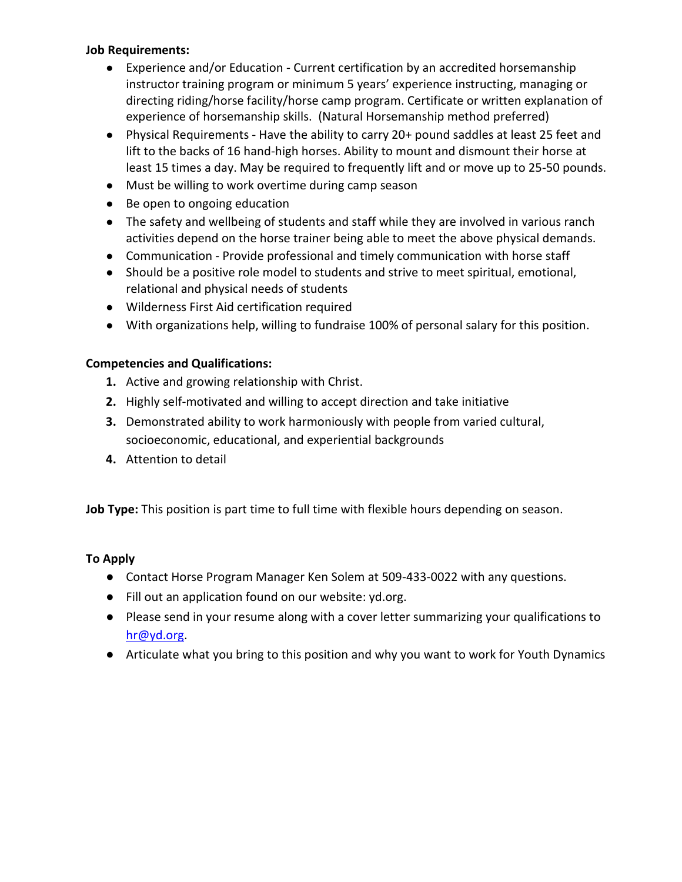**Job Requirements:**

- Experience and/or Education - Current certification by an accredited horsemanship instructor training program or minimum 5 years' experience instructing, managing or directing riding/horse facility/horse camp program. Certificate or written explanation of experience of horsemanship skills. (Natural Horsemanship method preferred)
- Physical Requirements - Have the ability to carry 20+ pound saddles at least 25 feet and lift to the backs of 16 hand-high horses. Ability to mount and dismount their horse at least 15 times a day. May be required to frequently lift and or move up to 25-50 pounds.
- Must be willing to work overtime during camp season
- Be open to ongoing education
- The safety and wellbeing of students and staff while they are involved in various ranch activities depend on the horse trainer being able to meet the above physical demands.
- Communication - Provide professional and timely communication with horse staff
- Should be a positive role model to students and strive to meet spiritual, emotional, relational and physical needs of students
- Wilderness First Aid certification required
- With organizations help, willing to fundraise 100% of personal salary for this position.

**Competencies and Qualifications:**

1. Active and growing relationship with Christ.
2. Highly self-motivated and willing to accept direction and take initiative
3. Demonstrated ability to work harmoniously with people from varied cultural, socioeconomic, educational, and experiential backgrounds
4. Attention to detail

**Job Type:** This position is part time to full time with flexible hours depending on season.

**To Apply**

- Contact Horse Program Manager Ken Solem at 509-433-0022 with any questions.
- Fill out an application found on our website: yd.org.
- Please send in your resume along with a cover letter summarizing your qualifications to hr@yd.org.
- Articulate what you bring to this position and why you want to work for Youth Dynamics